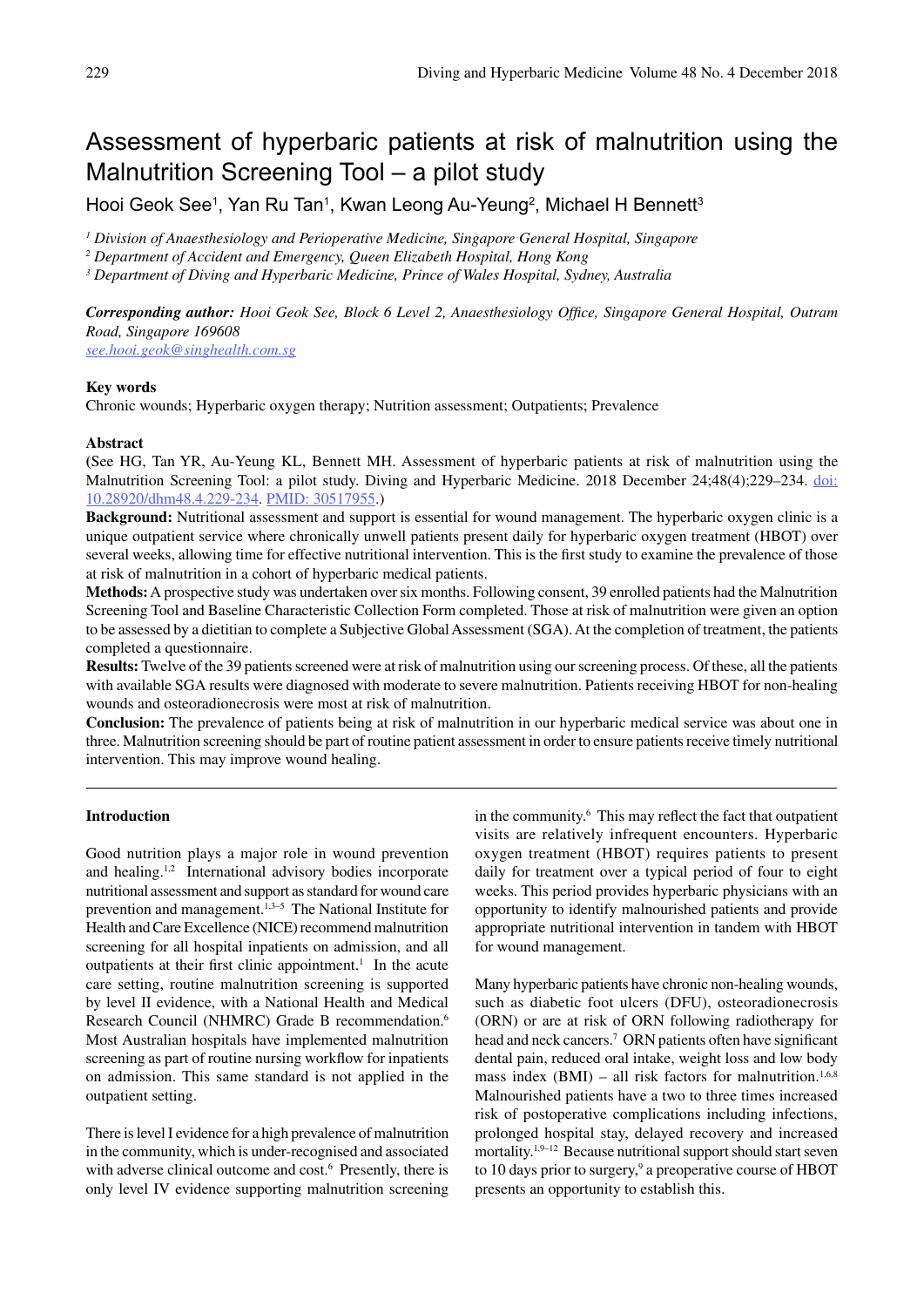# Assessment of hyperbaric patients at risk of malnutrition using the Malnutrition Screening Tool – a pilot study

Hooi Geok See[1], Yan Ru Tan[1], Kwan Leong Au-Yeung[2], Michael H Bennett[3]

*[1] Division of Anaesthesiology and Perioperative Medicine, Singapore General Hospital, Singapore*
*[2] Department of Accident and Emergency, Queen Elizabeth Hospital, Hong Kong*
*[3] Department of Diving and Hyperbaric Medicine, Prince of Wales Hospital, Sydney, Australia*

***Corresponding author:*** *Hooi Geok See, Block 6 Level 2, Anaesthesiology Office, Singapore General Hospital, Outram Road, Singapore 169608*
see.hooi.geok@singhealth.com.sg

**Key words**

Chronic wounds; Hyperbaric oxygen therapy; Nutrition assessment; Outpatients; Prevalence

**Abstract**

(See HG, Tan YR, Au-Yeung KL, Bennett MH. Assessment of hyperbaric patients at risk of malnutrition using the Malnutrition Screening Tool: a pilot study. Diving and Hyperbaric Medicine. 2018 December 24;48(4);229–234. doi: 10.28920/dhm48.4.229-234. PMID: 30517955.)

**Background:** Nutritional assessment and support is essential for wound management. The hyperbaric oxygen clinic is a unique outpatient service where chronically unwell patients present daily for hyperbaric oxygen treatment (HBOT) over several weeks, allowing time for effective nutritional intervention. This is the first study to examine the prevalence of those at risk of malnutrition in a cohort of hyperbaric medical patients.

**Methods:** A prospective study was undertaken over six months. Following consent, 39 enrolled patients had the Malnutrition Screening Tool and Baseline Characteristic Collection Form completed. Those at risk of malnutrition were given an option to be assessed by a dietitian to complete a Subjective Global Assessment (SGA). At the completion of treatment, the patients completed a questionnaire.

**Results:** Twelve of the 39 patients screened were at risk of malnutrition using our screening process. Of these, all the patients with available SGA results were diagnosed with moderate to severe malnutrition. Patients receiving HBOT for non-healing wounds and osteoradionecrosis were most at risk of malnutrition.

**Conclusion:** The prevalence of patients being at risk of malnutrition in our hyperbaric medical service was about one in three. Malnutrition screening should be part of routine patient assessment in order to ensure patients receive timely nutritional intervention. This may improve wound healing.

---

**Introduction**

Good nutrition plays a major role in wound prevention and healing.[1,2] International advisory bodies incorporate nutritional assessment and support as standard for wound care prevention and management.[1,3–5] The National Institute for Health and Care Excellence (NICE) recommend malnutrition screening for all hospital inpatients on admission, and all outpatients at their first clinic appointment.[1] In the acute care setting, routine malnutrition screening is supported by level II evidence, with a National Health and Medical Research Council (NHMRC) Grade B recommendation.[6] Most Australian hospitals have implemented malnutrition screening as part of routine nursing workflow for inpatients on admission. This same standard is not applied in the outpatient setting.

There is level I evidence for a high prevalence of malnutrition in the community, which is under-recognised and associated with adverse clinical outcome and cost.[6] Presently, there is only level IV evidence supporting malnutrition screening in the community.[6] This may reflect the fact that outpatient visits are relatively infrequent encounters. Hyperbaric oxygen treatment (HBOT) requires patients to present daily for treatment over a typical period of four to eight weeks. This period provides hyperbaric physicians with an opportunity to identify malnourished patients and provide appropriate nutritional intervention in tandem with HBOT for wound management.

Many hyperbaric patients have chronic non-healing wounds, such as diabetic foot ulcers (DFU), osteoradionecrosis (ORN) or are at risk of ORN following radiotherapy for head and neck cancers.[7] ORN patients often have significant dental pain, reduced oral intake, weight loss and low body mass index (BMI) – all risk factors for malnutrition.[1,6,8] Malnourished patients have a two to three times increased risk of postoperative complications including infections, prolonged hospital stay, delayed recovery and increased mortality.[1,9–12] Because nutritional support should start seven to 10 days prior to surgery,[9] a preoperative course of HBOT presents an opportunity to establish this.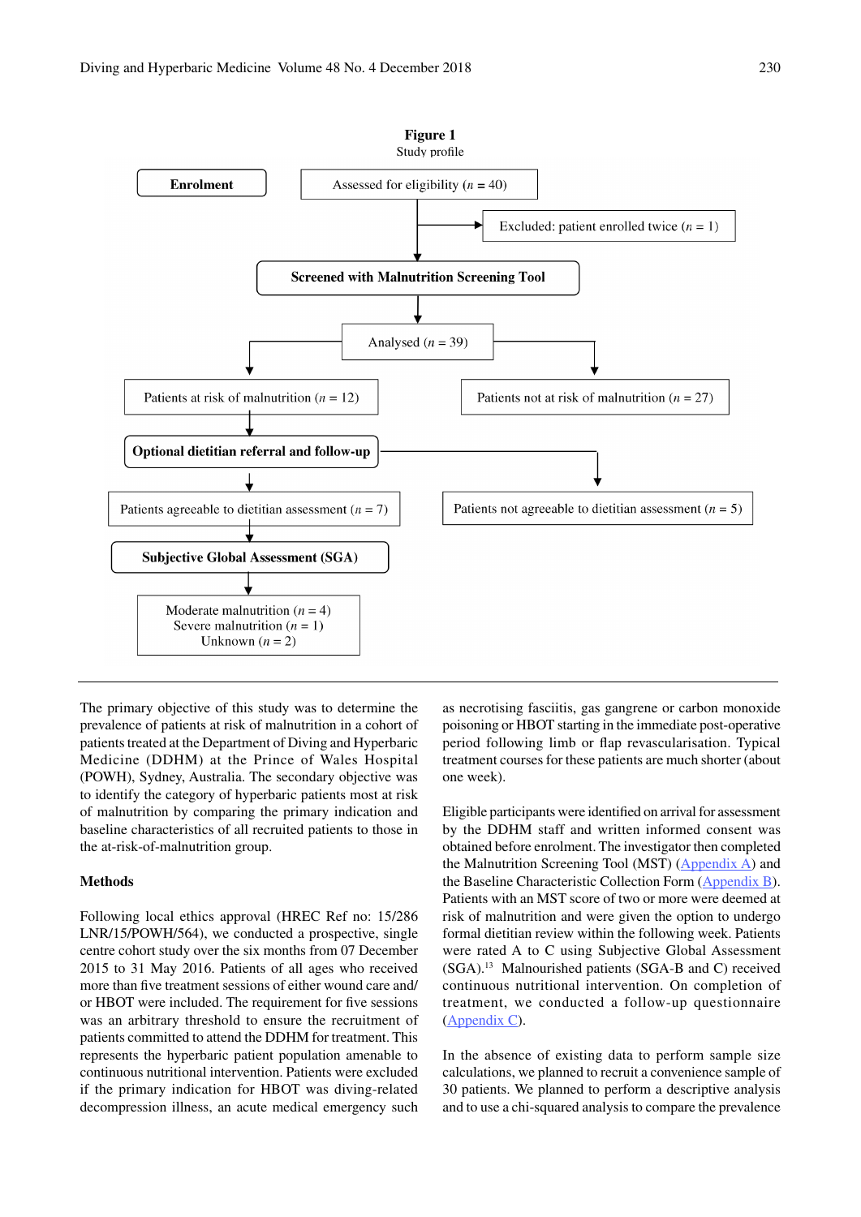**Figure 1**
Study profile

**Enrolment**

Assessed for eligibility ($n$ = 40)

Excluded: patient enrolled twice ($n$ = 1)

**Screened with Malnutrition Screening Tool**

Analysed ($n$ = 39)

Patients at risk of malnutrition ($n$ = 12)

Patients not at risk of malnutrition ($n$ = 27)

**Optional dietitian referral and follow-up**

Patients agreeable to dietitian assessment ($n$ = 7)

Patients not agreeable to dietitian assessment ($n$ = 5)

**Subjective Global Assessment (SGA)**

Moderate malnutrition ($n$ = 4)
Severe malnutrition ($n$ = 1)
Unknown ($n$ = 2)

The primary objective of this study was to determine the prevalence of patients at risk of malnutrition in a cohort of patients treated at the Department of Diving and Hyperbaric Medicine (DDHM) at the Prince of Wales Hospital (POWH), Sydney, Australia. The secondary objective was to identify the category of hyperbaric patients most at risk of malnutrition by comparing the primary indication and baseline characteristics of all recruited patients to those in the at-risk-of-malnutrition group.

## Methods

Following local ethics approval (HREC Ref no: 15/286 LNR/15/POWH/564), we conducted a prospective, single centre cohort study over the six months from 07 December 2015 to 31 May 2016. Patients of all ages who received more than five treatment sessions of either wound care and/or HBOT were included. The requirement for five sessions was an arbitrary threshold to ensure the recruitment of patients committed to attend the DDHM for treatment. This represents the hyperbaric patient population amenable to continuous nutritional intervention. Patients were excluded if the primary indication for HBOT was diving-related decompression illness, an acute medical emergency such as necrotising fasciitis, gas gangrene or carbon monoxide poisoning or HBOT starting in the immediate post-operative period following limb or flap revascularisation. Typical treatment courses for these patients are much shorter (about one week).

Eligible participants were identified on arrival for assessment by the DDHM staff and written informed consent was obtained before enrolment. The investigator then completed the Malnutrition Screening Tool (MST) (Appendix A) and the Baseline Characteristic Collection Form (Appendix B). Patients with an MST score of two or more were deemed at risk of malnutrition and were given the option to undergo formal dietitian review within the following week. Patients were rated A to C using Subjective Global Assessment (SGA).[13] Malnourished patients (SGA-B and C) received continuous nutritional intervention. On completion of treatment, we conducted a follow-up questionnaire (Appendix C).

In the absence of existing data to perform sample size calculations, we planned to recruit a convenience sample of 30 patients. We planned to perform a descriptive analysis and to use a chi-squared analysis to compare the prevalence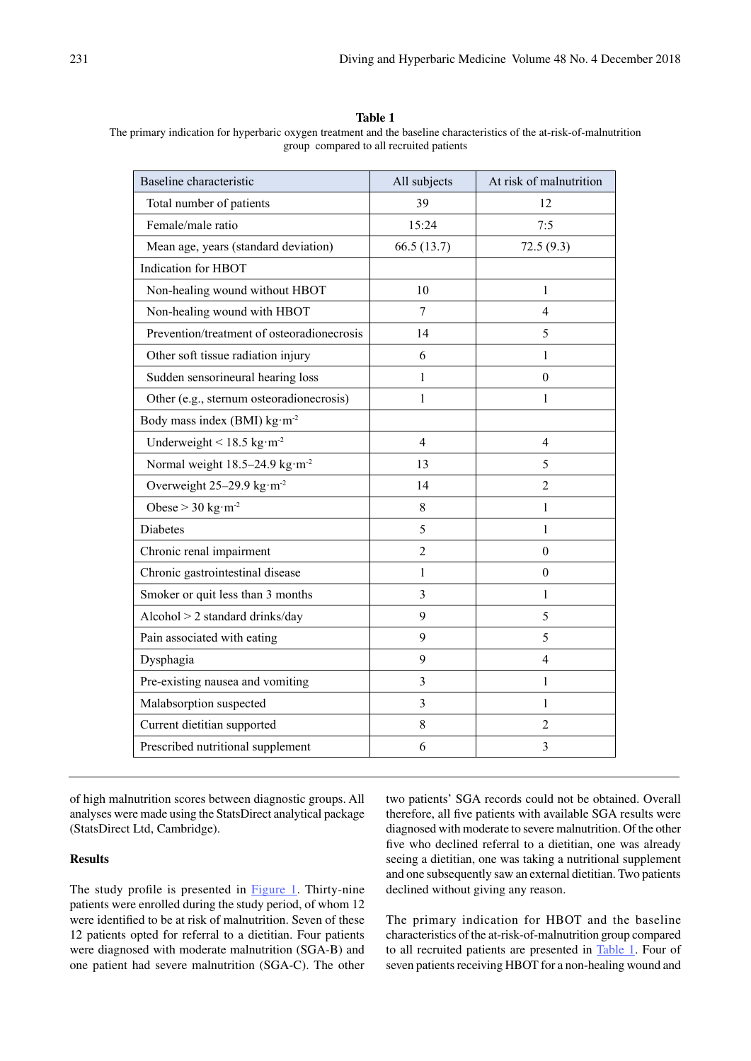**Table 1**

The primary indication for hyperbaric oxygen treatment and the baseline characteristics of the at-risk-of-malnutrition group compared to all recruited patients

| Baseline characteristic | All subjects | At risk of malnutrition |
|---|---|---|
| Total number of patients | 39 | 12 |
| Female/male ratio | 15:24 | 7:5 |
| Mean age, years (standard deviation) | 66.5 (13.7) | 72.5 (9.3) |
| Indication for HBOT | | |
| Non-healing wound without HBOT | 10 | 1 |
| Non-healing wound with HBOT | 7 | 4 |
| Prevention/treatment of osteoradionecrosis | 14 | 5 |
| Other soft tissue radiation injury | 6 | 1 |
| Sudden sensorineural hearing loss | 1 | 0 |
| Other (e.g., sternum osteoradionecrosis) | 1 | 1 |
| Body mass index (BMI) kg·m$^{-2}$ | | |
| Underweight < 18.5 kg·m$^{-2}$ | 4 | 4 |
| Normal weight 18.5–24.9 kg·m$^{-2}$ | 13 | 5 |
| Overweight 25–29.9 kg·m$^{-2}$ | 14 | 2 |
| Obese > 30 kg·m$^{-2}$ | 8 | 1 |
| Diabetes | 5 | 1 |
| Chronic renal impairment | 2 | 0 |
| Chronic gastrointestinal disease | 1 | 0 |
| Smoker or quit less than 3 months | 3 | 1 |
| Alcohol > 2 standard drinks/day | 9 | 5 |
| Pain associated with eating | 9 | 5 |
| Dysphagia | 9 | 4 |
| Pre-existing nausea and vomiting | 3 | 1 |
| Malabsorption suspected | 3 | 1 |
| Current dietitian supported | 8 | 2 |
| Prescribed nutritional supplement | 6 | 3 |

of high malnutrition scores between diagnostic groups. All analyses were made using the StatsDirect analytical package (StatsDirect Ltd, Cambridge).

## Results

The study profile is presented in Figure 1. Thirty-nine patients were enrolled during the study period, of whom 12 were identified to be at risk of malnutrition. Seven of these 12 patients opted for referral to a dietitian. Four patients were diagnosed with moderate malnutrition (SGA-B) and one patient had severe malnutrition (SGA-C). The other two patients' SGA records could not be obtained. Overall therefore, all five patients with available SGA results were diagnosed with moderate to severe malnutrition. Of the other five who declined referral to a dietitian, one was already seeing a dietitian, one was taking a nutritional supplement and one subsequently saw an external dietitian. Two patients declined without giving any reason.

The primary indication for HBOT and the baseline characteristics of the at-risk-of-malnutrition group compared to all recruited patients are presented in Table 1. Four of seven patients receiving HBOT for a non-healing wound and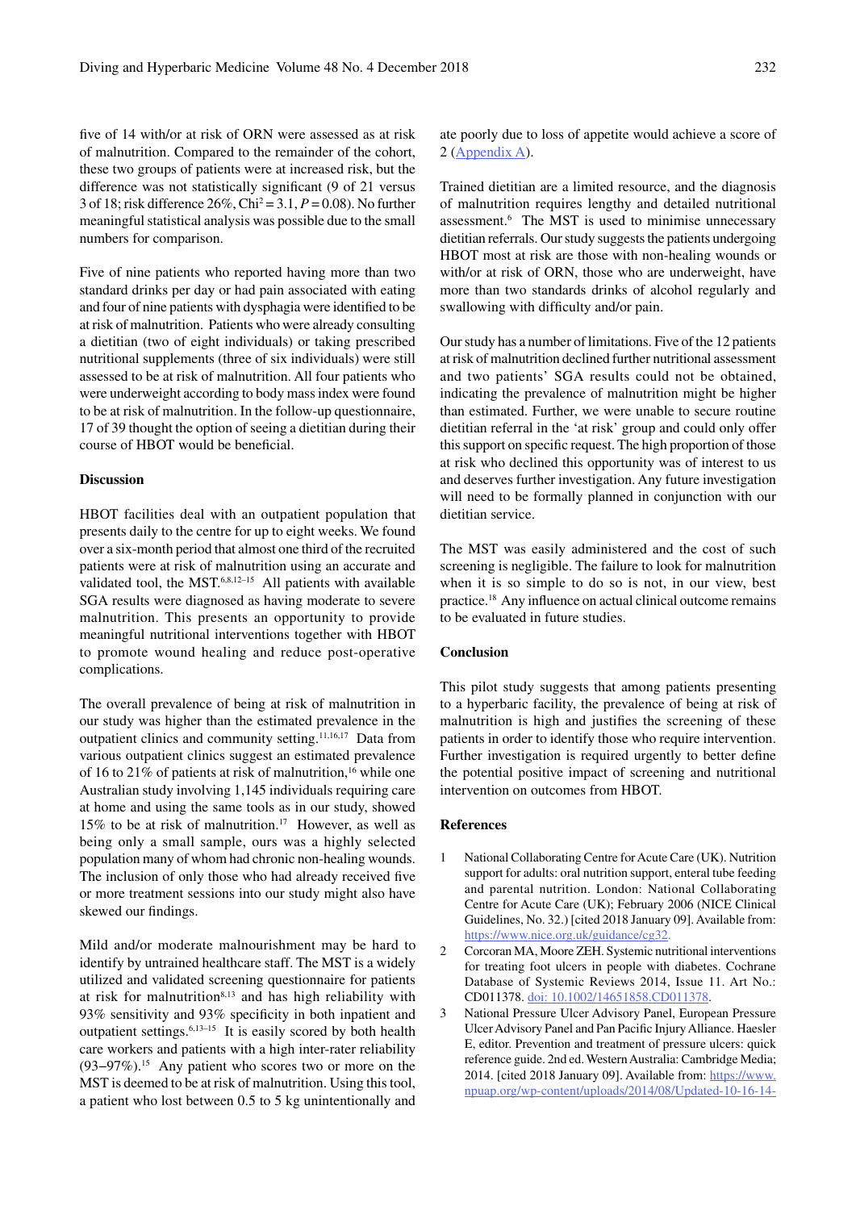five of 14 with/or at risk of ORN were assessed as at risk of malnutrition. Compared to the remainder of the cohort, these two groups of patients were at increased risk, but the difference was not statistically significant (9 of 21 versus 3 of 18; risk difference 26%, $Chi^2 = 3.1$, $P = 0.08$). No further meaningful statistical analysis was possible due to the small numbers for comparison.

Five of nine patients who reported having more than two standard drinks per day or had pain associated with eating and four of nine patients with dysphagia were identified to be at risk of malnutrition. Patients who were already consulting a dietitian (two of eight individuals) or taking prescribed nutritional supplements (three of six individuals) were still assessed to be at risk of malnutrition. All four patients who were underweight according to body mass index were found to be at risk of malnutrition. In the follow-up questionnaire, 17 of 39 thought the option of seeing a dietitian during their course of HBOT would be beneficial.

## Discussion

HBOT facilities deal with an outpatient population that presents daily to the centre for up to eight weeks. We found over a six-month period that almost one third of the recruited patients were at risk of malnutrition using an accurate and validated tool, the MST.[6,8,12–15] All patients with available SGA results were diagnosed as having moderate to severe malnutrition. This presents an opportunity to provide meaningful nutritional interventions together with HBOT to promote wound healing and reduce post-operative complications.

The overall prevalence of being at risk of malnutrition in our study was higher than the estimated prevalence in the outpatient clinics and community setting.[11,16,17] Data from various outpatient clinics suggest an estimated prevalence of 16 to 21% of patients at risk of malnutrition,[16] while one Australian study involving 1,145 individuals requiring care at home and using the same tools as in our study, showed 15% to be at risk of malnutrition.[17] However, as well as being only a small sample, ours was a highly selected population many of whom had chronic non-healing wounds. The inclusion of only those who had already received five or more treatment sessions into our study might also have skewed our findings.

Mild and/or moderate malnourishment may be hard to identify by untrained healthcare staff. The MST is a widely utilized and validated screening questionnaire for patients at risk for malnutrition[8,13] and has high reliability with 93% sensitivity and 93% specificity in both inpatient and outpatient settings.[6,13–15] It is easily scored by both health care workers and patients with a high inter-rater reliability (93–97%).[15] Any patient who scores two or more on the MST is deemed to be at risk of malnutrition. Using this tool, a patient who lost between 0.5 to 5 kg unintentionally and ate poorly due to loss of appetite would achieve a score of 2 (Appendix A).

Trained dietitian are a limited resource, and the diagnosis of malnutrition requires lengthy and detailed nutritional assessment.[6] The MST is used to minimise unnecessary dietitian referrals. Our study suggests the patients undergoing HBOT most at risk are those with non-healing wounds or with/or at risk of ORN, those who are underweight, have more than two standards drinks of alcohol regularly and swallowing with difficulty and/or pain.

Our study has a number of limitations. Five of the 12 patients at risk of malnutrition declined further nutritional assessment and two patients' SGA results could not be obtained, indicating the prevalence of malnutrition might be higher than estimated. Further, we were unable to secure routine dietitian referral in the 'at risk' group and could only offer this support on specific request. The high proportion of those at risk who declined this opportunity was of interest to us and deserves further investigation. Any future investigation will need to be formally planned in conjunction with our dietitian service.

The MST was easily administered and the cost of such screening is negligible. The failure to look for malnutrition when it is so simple to do so is not, in our view, best practice.[18] Any influence on actual clinical outcome remains to be evaluated in future studies.

## Conclusion

This pilot study suggests that among patients presenting to a hyperbaric facility, the prevalence of being at risk of malnutrition is high and justifies the screening of these patients in order to identify those who require intervention. Further investigation is required urgently to better define the potential positive impact of screening and nutritional intervention on outcomes from HBOT.

## References

1. National Collaborating Centre for Acute Care (UK). Nutrition support for adults: oral nutrition support, enteral tube feeding and parental nutrition. London: National Collaborating Centre for Acute Care (UK); February 2006 (NICE Clinical Guidelines, No. 32.) [cited 2018 January 09]. Available from: https://www.nice.org.uk/guidance/cg32.
2. Corcoran MA, Moore ZEH. Systemic nutritional interventions for treating foot ulcers in people with diabetes. Cochrane Database of Systemic Reviews 2014, Issue 11. Art No.: CD011378. doi: 10.1002/14651858.CD011378.
3. National Pressure Ulcer Advisory Panel, European Pressure Ulcer Advisory Panel and Pan Pacific Injury Alliance. Haesler E, editor. Prevention and treatment of pressure ulcers: quick reference guide. 2nd ed. Western Australia: Cambridge Media; 2014. [cited 2018 January 09]. Available from: https://www.npuap.org/wp-content/uploads/2014/08/Updated-10-16-14-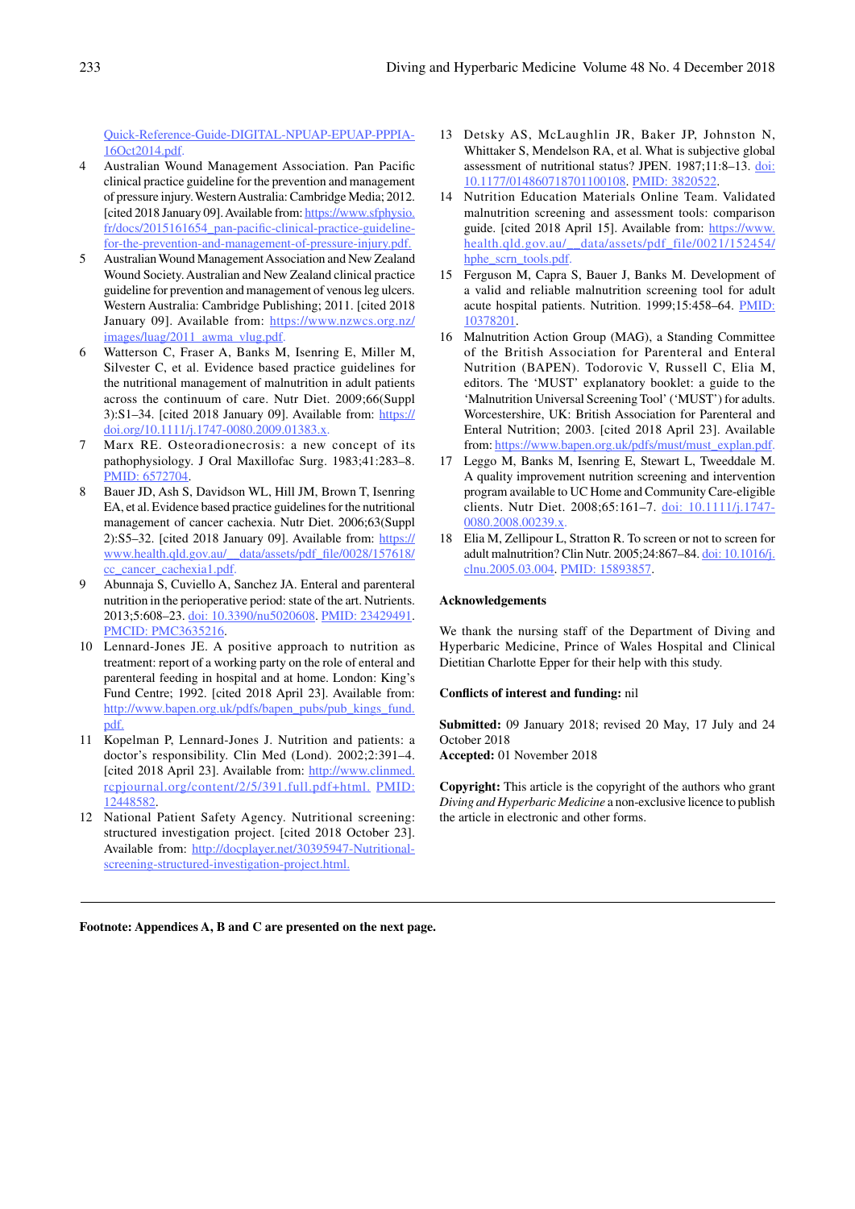Quick-Reference-Guide-DIGITAL-NPUAP-EPUAP-PPPIA-16Oct2014.pdf.

4 Australian Wound Management Association. Pan Pacific clinical practice guideline for the prevention and management of pressure injury. Western Australia: Cambridge Media; 2012. [cited 2018 January 09]. Available from: https://www.sfphysio.fr/docs/2015161654_pan-pacific-clinical-practice-guideline-for-the-prevention-and-management-of-pressure-injury.pdf.

5 Australian Wound Management Association and New Zealand Wound Society. Australian and New Zealand clinical practice guideline for prevention and management of venous leg ulcers. Western Australia: Cambridge Publishing; 2011. [cited 2018 January 09]. Available from: https://www.nzwcs.org.nz/images/luag/2011_awma_vlug.pdf.

6 Watterson C, Fraser A, Banks M, Isenring E, Miller M, Silvester C, et al. Evidence based practice guidelines for the nutritional management of malnutrition in adult patients across the continuum of care. Nutr Diet. 2009;66(Suppl 3):S1–34. [cited 2018 January 09]. Available from: https://doi.org/10.1111/j.1747-0080.2009.01383.x.

7 Marx RE. Osteoradionecrosis: a new concept of its pathophysiology. J Oral Maxillofac Surg. 1983;41:283–8. PMID: 6572704.

8 Bauer JD, Ash S, Davidson WL, Hill JM, Brown T, Isenring EA, et al. Evidence based practice guidelines for the nutritional management of cancer cachexia. Nutr Diet. 2006;63(Suppl 2):S5–32. [cited 2018 January 09]. Available from: https://www.health.qld.gov.au/__data/assets/pdf_file/0028/157618/cc_cancer_cachexia1.pdf.

9 Abunnaja S, Cuviello A, Sanchez JA. Enteral and parenteral nutrition in the perioperative period: state of the art. Nutrients. 2013;5:608–23. doi: 10.3390/nu5020608. PMID: 23429491. PMCID: PMC3635216.

10 Lennard-Jones JE. A positive approach to nutrition as treatment: report of a working party on the role of enteral and parenteral feeding in hospital and at home. London: King's Fund Centre; 1992. [cited 2018 April 23]. Available from: http://www.bapen.org.uk/pdfs/bapen_pubs/pub_kings_fund.pdf.

11 Kopelman P, Lennard-Jones J. Nutrition and patients: a doctor's responsibility. Clin Med (Lond). 2002;2:391–4. [cited 2018 April 23]. Available from: http://www.clinmed.rcpjournal.org/content/2/5/391.full.pdf+html. PMID: 12448582.

12 National Patient Safety Agency. Nutritional screening: structured investigation project. [cited 2018 October 23]. Available from: http://docplayer.net/30395947-Nutritional-screening-structured-investigation-project.html.

13 Detsky AS, McLaughlin JR, Baker JP, Johnston N, Whittaker S, Mendelson RA, et al. What is subjective global assessment of nutritional status? JPEN. 1987;11:8–13. doi: 10.1177/014860718701100108. PMID: 3820522.

14 Nutrition Education Materials Online Team. Validated malnutrition screening and assessment tools: comparison guide. [cited 2018 April 15]. Available from: https://www.health.qld.gov.au/__data/assets/pdf_file/0021/152454/hphe_scrn_tools.pdf.

15 Ferguson M, Capra S, Bauer J, Banks M. Development of a valid and reliable malnutrition screening tool for adult acute hospital patients. Nutrition. 1999;15:458–64. PMID: 10378201.

16 Malnutrition Action Group (MAG), a Standing Committee of the British Association for Parenteral and Enteral Nutrition (BAPEN). Todorovic V, Russell C, Elia M, editors. The 'MUST' explanatory booklet: a guide to the 'Malnutrition Universal Screening Tool' ('MUST') for adults. Worcestershire, UK: British Association for Parenteral and Enteral Nutrition; 2003. [cited 2018 April 23]. Available from: https://www.bapen.org.uk/pdfs/must/must_explan.pdf.

17 Leggo M, Banks M, Isenring E, Stewart L, Tweeddale M. A quality improvement nutrition screening and intervention program available to UC Home and Community Care-eligible clients. Nutr Diet. 2008;65:161–7. doi: 10.1111/j.1747-0080.2008.00239.x.

18 Elia M, Zellipour L, Stratton R. To screen or not to screen for adult malnutrition? Clin Nutr. 2005;24:867–84. doi: 10.1016/j.clnu.2005.03.004. PMID: 15893857.

## Acknowledgements

We thank the nursing staff of the Department of Diving and Hyperbaric Medicine, Prince of Wales Hospital and Clinical Dietitian Charlotte Epper for their help with this study.

**Conflicts of interest and funding:** nil

**Submitted:** 09 January 2018; revised 20 May, 17 July and 24 October 2018
**Accepted:** 01 November 2018

**Copyright:** This article is the copyright of the authors who grant *Diving and Hyperbaric Medicine* a non-exclusive licence to publish the article in electronic and other forms.

**Footnote: Appendices A, B and C are presented on the next page.**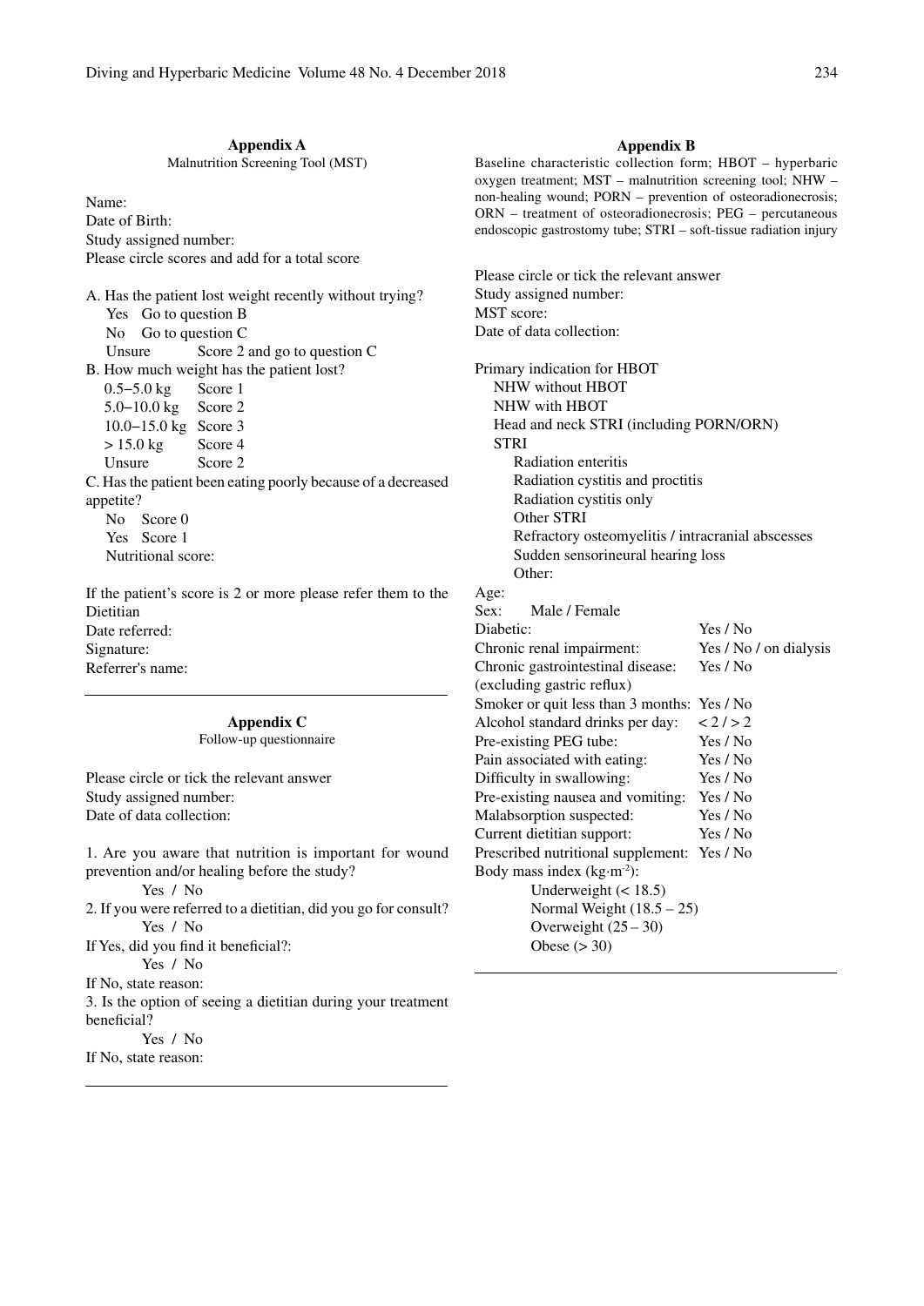## Appendix A

Malnutrition Screening Tool (MST)

Name:
Date of Birth:
Study assigned number:
Please circle scores and add for a total score

A. Has the patient lost weight recently without trying?

- Yes Go to question B
- No Go to question C
- Unsure Score 2 and go to question C

B. How much weight has the patient lost?

- 0.5–5.0 kg Score 1
- 5.0–10.0 kg Score 2
- 10.0–15.0 kg Score 3
- > 15.0 kg Score 4
- Unsure Score 2

C. Has the patient been eating poorly because of a decreased appetite?

- No Score 0
- Yes Score 1

Nutritional score:

If the patient's score is 2 or more please refer them to the Dietitian
Date referred:
Signature:
Referrer's name:

## Appendix C

Follow-up questionnaire

Please circle or tick the relevant answer
Study assigned number:
Date of data collection:

1. Are you aware that nutrition is important for wound prevention and/or healing before the study?
   Yes / No
2. If you were referred to a dietitian, did you go for consult?
   Yes / No
   If Yes, did you find it beneficial?:
   Yes / No
   If No, state reason:
3. Is the option of seeing a dietitian during your treatment beneficial?
   Yes / No
   If No, state reason:

## Appendix B

Baseline characteristic collection form; HBOT – hyperbaric oxygen treatment; MST – malnutrition screening tool; NHW – non-healing wound; PORN – prevention of osteoradionecrosis; ORN – treatment of osteoradionecrosis; PEG – percutaneous endoscopic gastrostomy tube; STRI – soft-tissue radiation injury

Please circle or tick the relevant answer
Study assigned number:
MST score:
Date of data collection:

Primary indication for HBOT

- NHW without HBOT
- NHW with HBOT
- Head and neck STRI (including PORN/ORN)
- STRI
  - Radiation enteritis
  - Radiation cystitis and proctitis
  - Radiation cystitis only
  - Other STRI
  - Refractory osteomyelitis / intracranial abscesses
  - Sudden sensorineural hearing loss
  - Other:

Age:
Sex: Male / Female

| | |
|---|---|
| Diabetic: | Yes / No |
| Chronic renal impairment: | Yes / No / on dialysis |
| Chronic gastrointestinal disease: (excluding gastric reflux) | Yes / No |
| Smoker or quit less than 3 months: | Yes / No |
| Alcohol standard drinks per day: | < 2 / > 2 |
| Pre-existing PEG tube: | Yes / No |
| Pain associated with eating: | Yes / No |
| Difficulty in swallowing: | Yes / No |
| Pre-existing nausea and vomiting: | Yes / No |
| Malabsorption suspected: | Yes / No |
| Current dietitian support: | Yes / No |
| Prescribed nutritional supplement: | Yes / No |

Body mass index ($kg \cdot m^{-2}$):

- Underweight (< 18.5)
- Normal Weight (18.5 – 25)
- Overweight (25 – 30)
- Obese (> 30)